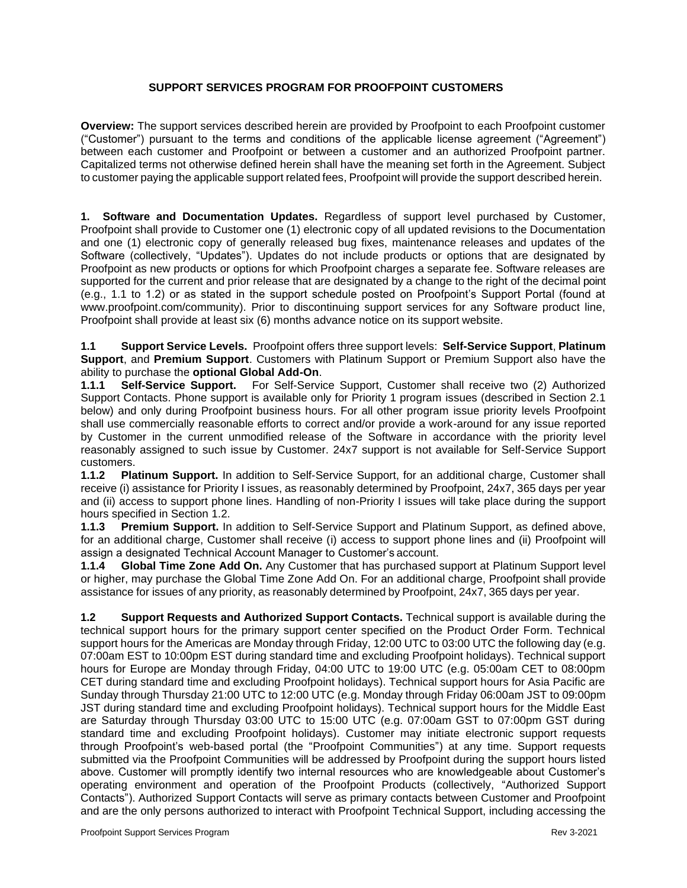# SUPPORT SERVICES PROGRAM FOR PROOFPOINT CUSTOMERS

**Overview:** The support services described herein are provided by Proofpoint to each Proofpoint customer ("Customer") pursuant to the terms and conditions of the applicable license agreement ("Agreement") between each customer and Proofpoint or between a customer and an authorized Proofpoint partner. Capitalized terms not otherwise defined herein shall have the meaning set forth in the Agreement. Subject to customer paying the applicable support related fees, Proofpoint will provide the support described herein.

**1. Software and Documentation Updates.** Regardless of support level purchased by Customer, Proofpoint shall provide to Customer one (1) electronic copy of all updated revisions to the Documentation and one (1) electronic copy of generally released bug fixes, maintenance releases and updates of the Software (collectively, "Updates"). Updates do not include products or options that are designated by Proofpoint as new products or options for which Proofpoint charges a separate fee. Software releases are supported for the current and prior release that are designated by a change to the right of the decimal point (e.g., 1.1 to 1.2) or as stated in the support schedule posted on Proofpoint's Support Portal (found at www.proofpoint.com/community). Prior to discontinuing support services for any Software product line, Proofpoint shall provide at least six (6) months advance notice on its support website.

**1.1 Support Service Levels.** Proofpoint offers three support levels: **Self-Service Support**, **Platinum Support**, and **Premium Support**. Customers with Platinum Support or Premium Support also have the ability to purchase the **optional Global Add-On**.

**1.1.1 Self-Service Support.** For Self-Service Support, Customer shall receive two (2) Authorized Support Contacts. Phone support is available only for Priority 1 program issues (described in Section 2.1 below) and only during Proofpoint business hours. For all other program issue priority levels Proofpoint shall use commercially reasonable efforts to correct and/or provide a work-around for any issue reported by Customer in the current unmodified release of the Software in accordance with the priority level reasonably assigned to such issue by Customer. 24x7 support is not available for Self-Service Support customers.

**1.1.2 Platinum Support.** In addition to Self-Service Support, for an additional charge, Customer shall receive (i) assistance for Priority I issues, as reasonably determined by Proofpoint, 24x7, 365 days per year and (ii) access to support phone lines. Handling of non-Priority I issues will take place during the support hours specified in Section 1.2.

**1.1.3 Premium Support.** In addition to Self-Service Support and Platinum Support, as defined above, for an additional charge, Customer shall receive (i) access to support phone lines and (ii) Proofpoint will assign a designated Technical Account Manager to Customer's account.

**1.1.4 Global Time Zone Add On.** Any Customer that has purchased support at Platinum Support level or higher, may purchase the Global Time Zone Add On. For an additional charge, Proofpoint shall provide assistance for issues of any priority, as reasonably determined by Proofpoint, 24x7, 365 days per year.

**1.2 Support Requests and Authorized Support Contacts.** Technical support is available during the technical support hours for the primary support center specified on the Product Order Form. Technical support hours for the Americas are Monday through Friday, 12:00 UTC to 03:00 UTC the following day (e.g. 07:00am EST to 10:00pm EST during standard time and excluding Proofpoint holidays). Technical support hours for Europe are Monday through Friday, 04:00 UTC to 19:00 UTC (e.g. 05:00am CET to 08:00pm CET during standard time and excluding Proofpoint holidays). Technical support hours for Asia Pacific are Sunday through Thursday 21:00 UTC to 12:00 UTC (e.g. Monday through Friday 06:00am JST to 09:00pm JST during standard time and excluding Proofpoint holidays). Technical support hours for the Middle East are Saturday through Thursday 03:00 UTC to 15:00 UTC (e.g. 07:00am GST to 07:00pm GST during standard time and excluding Proofpoint holidays). Customer may initiate electronic support requests through Proofpoint's web-based portal (the "Proofpoint Communities") at any time. Support requests submitted via the Proofpoint Communities will be addressed by Proofpoint during the support hours listed above. Customer will promptly identify two internal resources who are knowledgeable about Customer's operating environment and operation of the Proofpoint Products (collectively, "Authorized Support Contacts"). Authorized Support Contacts will serve as primary contacts between Customer and Proofpoint and are the only persons authorized to interact with Proofpoint Technical Support, including accessing the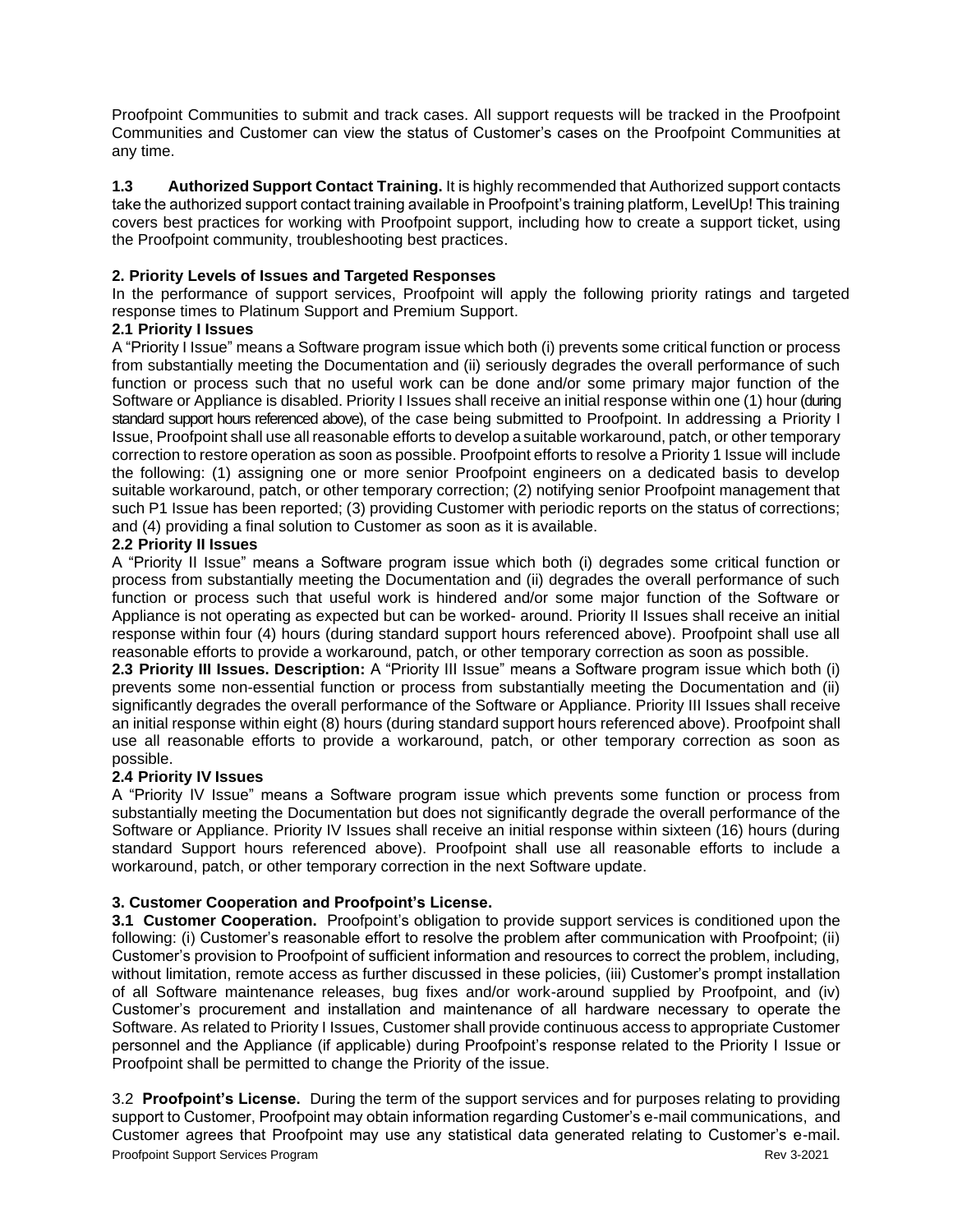Proofpoint Communities to submit and track cases. All support requests will be tracked in the Proofpoint Communities and Customer can view the status of Customer's cases on the Proofpoint Communities at any time.

**1.3 Authorized Support Contact Training.** It is highly recommended that Authorized support contacts take the authorized support contact training available in Proofpoint's training platform, LevelUp! This training covers best practices for working with Proofpoint support, including how to create a support ticket, using the Proofpoint community, troubleshooting best practices.

**2. Priority Levels of Issues and Targeted Responses**

In the performance of support services, Proofpoint will apply the following priority ratings and targeted response times to Platinum Support and Premium Support.

**2.1 Priority I Issues**

A "Priority I Issue" means a Software program issue which both (i) prevents some critical function or process from substantially meeting the Documentation and (ii) seriously degrades the overall performance of such function or process such that no useful work can be done and/or some primary major function of the Software or Appliance is disabled. Priority I Issues shall receive an initial response within one (1) hour (during standard support hours referenced above), of the case being submitted to Proofpoint. In addressing a Priority I Issue, Proofpoint shall use all reasonable efforts to develop a suitable workaround, patch, or other temporary correction to restore operation as soon as possible. Proofpoint efforts to resolve a Priority 1 Issue will include the following: (1) assigning one or more senior Proofpoint engineers on a dedicated basis to develop suitable workaround, patch, or other temporary correction; (2) notifying senior Proofpoint management that such P1 Issue has been reported; (3) providing Customer with periodic reports on the status of corrections; and (4) providing a final solution to Customer as soon as it is available.

**2.2 Priority II Issues**

A "Priority II Issue" means a Software program issue which both (i) degrades some critical function or process from substantially meeting the Documentation and (ii) degrades the overall performance of such function or process such that useful work is hindered and/or some major function of the Software or Appliance is not operating as expected but can be worked- around. Priority II Issues shall receive an initial response within four (4) hours (during standard support hours referenced above). Proofpoint shall use all reasonable efforts to provide a workaround, patch, or other temporary correction as soon as possible.

**2.3 Priority III Issues. Description:** A "Priority III Issue" means a Software program issue which both (i) prevents some non-essential function or process from substantially meeting the Documentation and (ii) significantly degrades the overall performance of the Software or Appliance. Priority III Issues shall receive an initial response within eight (8) hours (during standard support hours referenced above). Proofpoint shall use all reasonable efforts to provide a workaround, patch, or other temporary correction as soon as possible.

**2.4 Priority IV Issues**

A "Priority IV Issue" means a Software program issue which prevents some function or process from substantially meeting the Documentation but does not significantly degrade the overall performance of the Software or Appliance. Priority IV Issues shall receive an initial response within sixteen (16) hours (during standard Support hours referenced above). Proofpoint shall use all reasonable efforts to include a workaround, patch, or other temporary correction in the next Software update.

**3. Customer Cooperation and Proofpoint's License.**

**3.1 Customer Cooperation.** Proofpoint's obligation to provide support services is conditioned upon the following: (i) Customer's reasonable effort to resolve the problem after communication with Proofpoint; (ii) Customer's provision to Proofpoint of sufficient information and resources to correct the problem, including, without limitation, remote access as further discussed in these policies, (iii) Customer's prompt installation of all Software maintenance releases, bug fixes and/or work-around supplied by Proofpoint, and (iv) Customer's procurement and installation and maintenance of all hardware necessary to operate the Software. As related to Priority I Issues, Customer shall provide continuous access to appropriate Customer personnel and the Appliance (if applicable) during Proofpoint's response related to the Priority I Issue or Proofpoint shall be permitted to change the Priority of the issue.

3.2 **Proofpoint's License.** During the term of the support services and for purposes relating to providing support to Customer, Proofpoint may obtain information regarding Customer's e-mail communications, and Customer agrees that Proofpoint may use any statistical data generated relating to Customer's e-mail.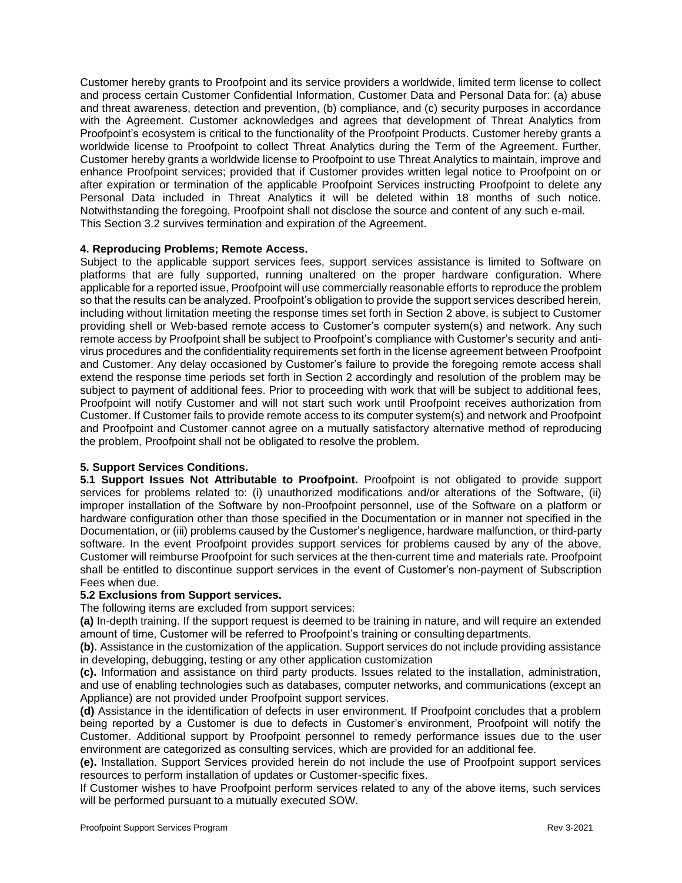Customer hereby grants to Proofpoint and its service providers a worldwide, limited term license to collect and process certain Customer Confidential Information, Customer Data and Personal Data for: (a) abuse and threat awareness, detection and prevention, (b) compliance, and (c) security purposes in accordance with the Agreement. Customer acknowledges and agrees that development of Threat Analytics from Proofpoint's ecosystem is critical to the functionality of the Proofpoint Products. Customer hereby grants a worldwide license to Proofpoint to collect Threat Analytics during the Term of the Agreement. Further, Customer hereby grants a worldwide license to Proofpoint to use Threat Analytics to maintain, improve and enhance Proofpoint services; provided that if Customer provides written legal notice to Proofpoint on or after expiration or termination of the applicable Proofpoint Services instructing Proofpoint to delete any Personal Data included in Threat Analytics it will be deleted within 18 months of such notice. Notwithstanding the foregoing, Proofpoint shall not disclose the source and content of any such e-mail. This Section 3.2 survives termination and expiration of the Agreement.

**4. Reproducing Problems; Remote Access.**

Subject to the applicable support services fees, support services assistance is limited to Software on platforms that are fully supported, running unaltered on the proper hardware configuration. Where applicable for a reported issue, Proofpoint will use commercially reasonable efforts to reproduce the problem so that the results can be analyzed. Proofpoint's obligation to provide the support services described herein, including without limitation meeting the response times set forth in Section 2 above, is subject to Customer providing shell or Web-based remote access to Customer's computer system(s) and network. Any such remote access by Proofpoint shall be subject to Proofpoint's compliance with Customer's security and anti-virus procedures and the confidentiality requirements set forth in the license agreement between Proofpoint and Customer. Any delay occasioned by Customer's failure to provide the foregoing remote access shall extend the response time periods set forth in Section 2 accordingly and resolution of the problem may be subject to payment of additional fees. Prior to proceeding with work that will be subject to additional fees, Proofpoint will notify Customer and will not start such work until Proofpoint receives authorization from Customer. If Customer fails to provide remote access to its computer system(s) and network and Proofpoint and Proofpoint and Customer cannot agree on a mutually satisfactory alternative method of reproducing the problem, Proofpoint shall not be obligated to resolve the problem.

**5. Support Services Conditions.**

**5.1 Support Issues Not Attributable to Proofpoint.** Proofpoint is not obligated to provide support services for problems related to: (i) unauthorized modifications and/or alterations of the Software, (ii) improper installation of the Software by non-Proofpoint personnel, use of the Software on a platform or hardware configuration other than those specified in the Documentation or in manner not specified in the Documentation, or (iii) problems caused by the Customer's negligence, hardware malfunction, or third-party software. In the event Proofpoint provides support services for problems caused by any of the above, Customer will reimburse Proofpoint for such services at the then-current time and materials rate. Proofpoint shall be entitled to discontinue support services in the event of Customer's non-payment of Subscription Fees when due.

**5.2 Exclusions from Support services.**

The following items are excluded from support services:

**(a)** In-depth training. If the support request is deemed to be training in nature, and will require an extended amount of time, Customer will be referred to Proofpoint's training or consulting departments.

**(b).** Assistance in the customization of the application. Support services do not include providing assistance in developing, debugging, testing or any application customization

**(c).** Information and assistance on third party products. Issues related to the installation, administration, and use of enabling technologies such as databases, computer networks, and communications (except an Appliance) are not provided under Proofpoint support services.

**(d)** Assistance in the identification of defects in user environment. If Proofpoint concludes that a problem being reported by a Customer is due to defects in Customer's environment, Proofpoint will notify the Customer. Additional support by Proofpoint personnel to remedy performance issues due to the user environment are categorized as consulting services, which are provided for an additional fee.

**(e).** Installation. Support Services provided herein do not include the use of Proofpoint support services resources to perform installation of updates or Customer-specific fixes.

If Customer wishes to have Proofpoint perform services related to any of the above items, such services will be performed pursuant to a mutually executed SOW.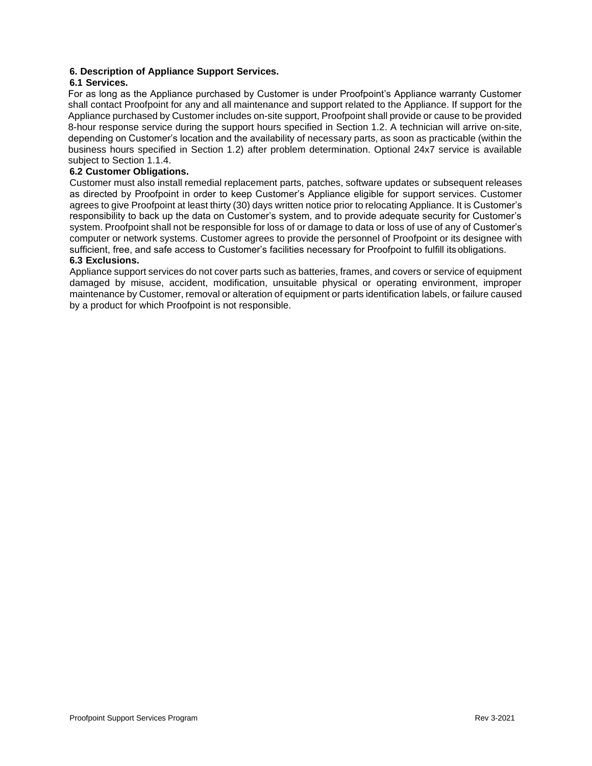### 6. Description of Appliance Support Services.

#### 6.1 Services.

For as long as the Appliance purchased by Customer is under Proofpoint's Appliance warranty Customer shall contact Proofpoint for any and all maintenance and support related to the Appliance. If support for the Appliance purchased by Customer includes on-site support, Proofpoint shall provide or cause to be provided 8-hour response service during the support hours specified in Section 1.2. A technician will arrive on-site, depending on Customer's location and the availability of necessary parts, as soon as practicable (within the business hours specified in Section 1.2) after problem determination. Optional 24x7 service is available subject to Section 1.1.4.

#### 6.2 Customer Obligations.

Customer must also install remedial replacement parts, patches, software updates or subsequent releases as directed by Proofpoint in order to keep Customer's Appliance eligible for support services. Customer agrees to give Proofpoint at least thirty (30) days written notice prior to relocating Appliance. It is Customer's responsibility to back up the data on Customer's system, and to provide adequate security for Customer's system. Proofpoint shall not be responsible for loss of or damage to data or loss of use of any of Customer's computer or network systems. Customer agrees to provide the personnel of Proofpoint or its designee with sufficient, free, and safe access to Customer's facilities necessary for Proofpoint to fulfill its obligations.

#### 6.3 Exclusions.

Appliance support services do not cover parts such as batteries, frames, and covers or service of equipment damaged by misuse, accident, modification, unsuitable physical or operating environment, improper maintenance by Customer, removal or alteration of equipment or parts identification labels, or failure caused by a product for which Proofpoint is not responsible.